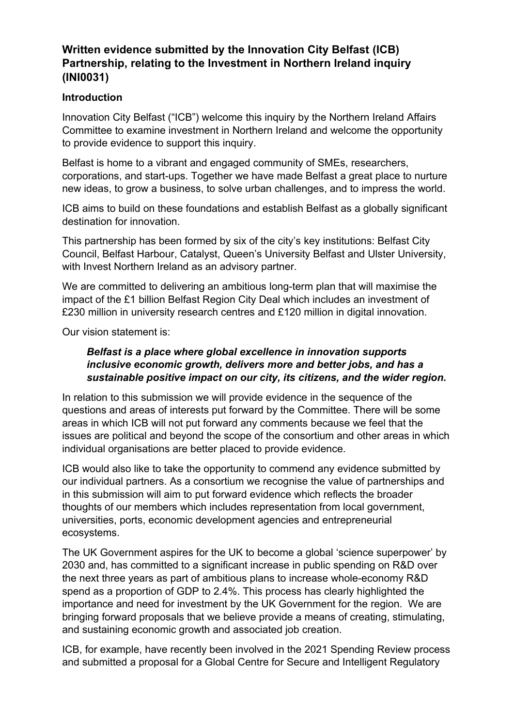## Written evidence submitted by the Innovation City Belfast (ICB) Partnership, relating to the Investment in Northern Ireland inquiry (INI0031)

### Introduction

Innovation City Belfast ("ICB") welcome this inquiry by the Northern Ireland Affairs Committee to examine investment in Northern Ireland and welcome the opportunity to provide evidence to support this inquiry.

Belfast is home to a vibrant and engaged community of SMEs, researchers, corporations, and start-ups. Together we have made Belfast a great place to nurture new ideas, to grow a business, to solve urban challenges, and to impress the world.

ICB aims to build on these foundations and establish Belfast as a globally significant destination for innovation.

This partnership has been formed by six of the city's key institutions: Belfast City Council, Belfast Harbour, Catalyst, Queen's University Belfast and Ulster University, with Invest Northern Ireland as an advisory partner.

We are committed to delivering an ambitious long-term plan that will maximise the impact of the £1 billion Belfast Region City Deal which includes an investment of £230 million in university research centres and £120 million in digital innovation.

Our vision statement is:

> ***Belfast is a place where global excellence in innovation supports inclusive economic growth, delivers more and better jobs, and has a sustainable positive impact on our city, its citizens, and the wider region.***

In relation to this submission we will provide evidence in the sequence of the questions and areas of interests put forward by the Committee. There will be some areas in which ICB will not put forward any comments because we feel that the issues are political and beyond the scope of the consortium and other areas in which individual organisations are better placed to provide evidence.

ICB would also like to take the opportunity to commend any evidence submitted by our individual partners. As a consortium we recognise the value of partnerships and in this submission will aim to put forward evidence which reflects the broader thoughts of our members which includes representation from local government, universities, ports, economic development agencies and entrepreneurial ecosystems.

The UK Government aspires for the UK to become a global 'science superpower' by 2030 and, has committed to a significant increase in public spending on R&D over the next three years as part of ambitious plans to increase whole-economy R&D spend as a proportion of GDP to 2.4%. This process has clearly highlighted the importance and need for investment by the UK Government for the region. We are bringing forward proposals that we believe provide a means of creating, stimulating, and sustaining economic growth and associated job creation.

ICB, for example, have recently been involved in the 2021 Spending Review process and submitted a proposal for a Global Centre for Secure and Intelligent Regulatory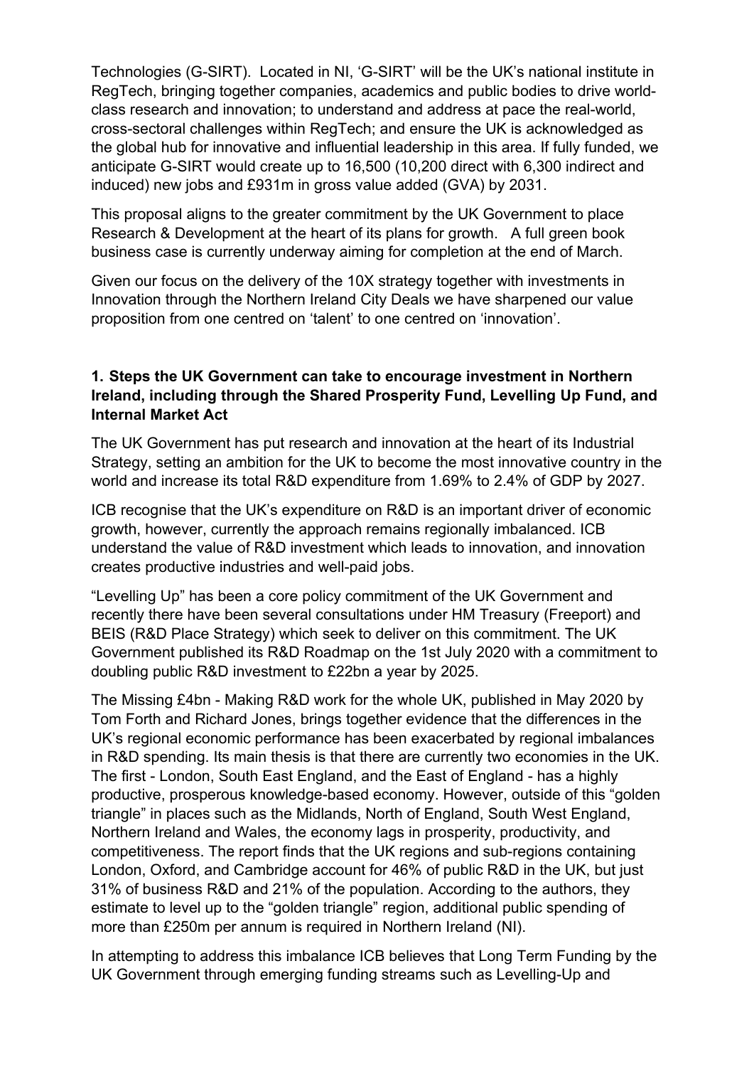Technologies (G-SIRT). Located in NI, 'G-SIRT' will be the UK's national institute in RegTech, bringing together companies, academics and public bodies to drive world-class research and innovation; to understand and address at pace the real-world, cross-sectoral challenges within RegTech; and ensure the UK is acknowledged as the global hub for innovative and influential leadership in this area. If fully funded, we anticipate G-SIRT would create up to 16,500 (10,200 direct with 6,300 indirect and induced) new jobs and £931m in gross value added (GVA) by 2031.

This proposal aligns to the greater commitment by the UK Government to place Research & Development at the heart of its plans for growth. A full green book business case is currently underway aiming for completion at the end of March.

Given our focus on the delivery of the 10X strategy together with investments in Innovation through the Northern Ireland City Deals we have sharpened our value proposition from one centred on 'talent' to one centred on 'innovation'.

**1. Steps the UK Government can take to encourage investment in Northern Ireland, including through the Shared Prosperity Fund, Levelling Up Fund, and Internal Market Act**

The UK Government has put research and innovation at the heart of its Industrial Strategy, setting an ambition for the UK to become the most innovative country in the world and increase its total R&D expenditure from 1.69% to 2.4% of GDP by 2027.

ICB recognise that the UK's expenditure on R&D is an important driver of economic growth, however, currently the approach remains regionally imbalanced. ICB understand the value of R&D investment which leads to innovation, and innovation creates productive industries and well-paid jobs.

"Levelling Up" has been a core policy commitment of the UK Government and recently there have been several consultations under HM Treasury (Freeport) and BEIS (R&D Place Strategy) which seek to deliver on this commitment. The UK Government published its R&D Roadmap on the 1st July 2020 with a commitment to doubling public R&D investment to £22bn a year by 2025.

The Missing £4bn - Making R&D work for the whole UK, published in May 2020 by Tom Forth and Richard Jones, brings together evidence that the differences in the UK's regional economic performance has been exacerbated by regional imbalances in R&D spending. Its main thesis is that there are currently two economies in the UK. The first - London, South East England, and the East of England - has a highly productive, prosperous knowledge-based economy. However, outside of this "golden triangle" in places such as the Midlands, North of England, South West England, Northern Ireland and Wales, the economy lags in prosperity, productivity, and competitiveness. The report finds that the UK regions and sub-regions containing London, Oxford, and Cambridge account for 46% of public R&D in the UK, but just 31% of business R&D and 21% of the population. According to the authors, they estimate to level up to the "golden triangle" region, additional public spending of more than £250m per annum is required in Northern Ireland (NI).

In attempting to address this imbalance ICB believes that Long Term Funding by the UK Government through emerging funding streams such as Levelling-Up and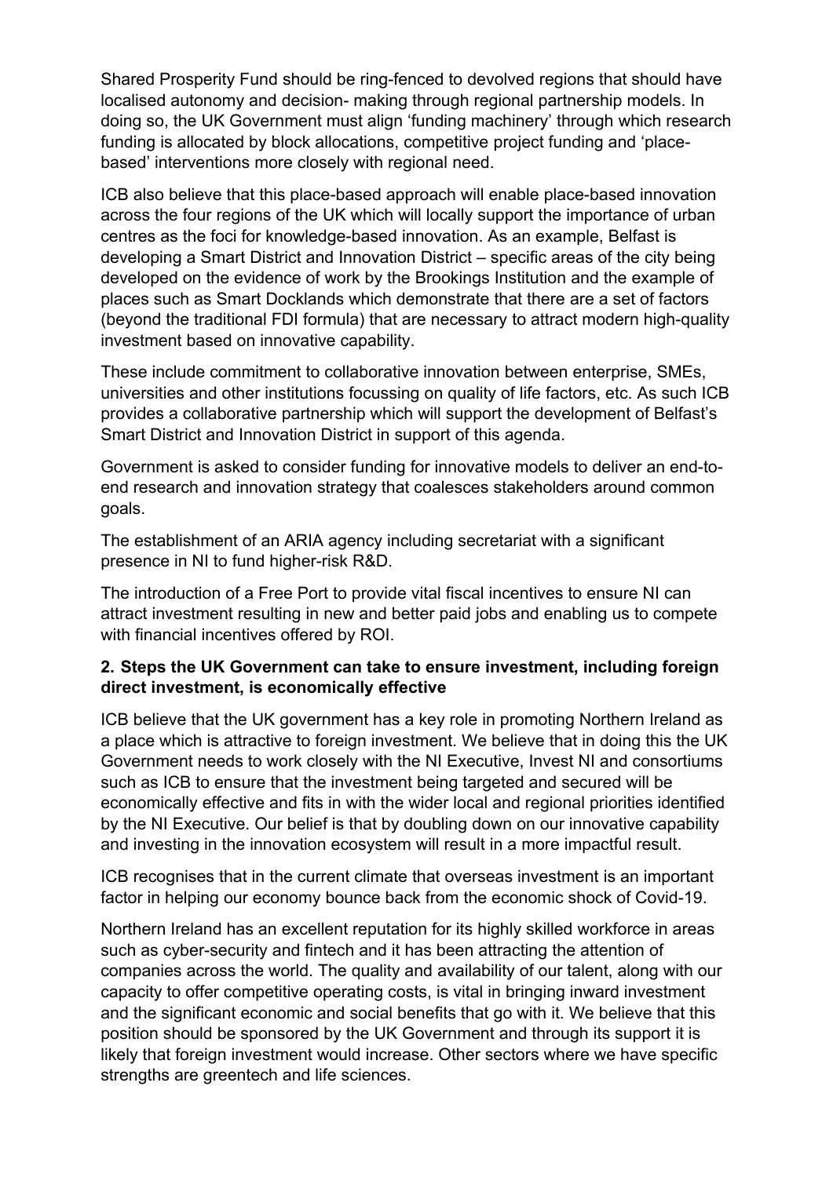Shared Prosperity Fund should be ring-fenced to devolved regions that should have localised autonomy and decision- making through regional partnership models. In doing so, the UK Government must align 'funding machinery' through which research funding is allocated by block allocations, competitive project funding and 'place-based' interventions more closely with regional need.

ICB also believe that this place-based approach will enable place-based innovation across the four regions of the UK which will locally support the importance of urban centres as the foci for knowledge-based innovation. As an example, Belfast is developing a Smart District and Innovation District – specific areas of the city being developed on the evidence of work by the Brookings Institution and the example of places such as Smart Docklands which demonstrate that there are a set of factors (beyond the traditional FDI formula) that are necessary to attract modern high-quality investment based on innovative capability.

These include commitment to collaborative innovation between enterprise, SMEs, universities and other institutions focussing on quality of life factors, etc. As such ICB provides a collaborative partnership which will support the development of Belfast's Smart District and Innovation District in support of this agenda.

Government is asked to consider funding for innovative models to deliver an end-to-end research and innovation strategy that coalesces stakeholders around common goals.

The establishment of an ARIA agency including secretariat with a significant presence in NI to fund higher-risk R&D.

The introduction of a Free Port to provide vital fiscal incentives to ensure NI can attract investment resulting in new and better paid jobs and enabling us to compete with financial incentives offered by ROI.

**2. Steps the UK Government can take to ensure investment, including foreign direct investment, is economically effective**

ICB believe that the UK government has a key role in promoting Northern Ireland as a place which is attractive to foreign investment. We believe that in doing this the UK Government needs to work closely with the NI Executive, Invest NI and consortiums such as ICB to ensure that the investment being targeted and secured will be economically effective and fits in with the wider local and regional priorities identified by the NI Executive. Our belief is that by doubling down on our innovative capability and investing in the innovation ecosystem will result in a more impactful result.

ICB recognises that in the current climate that overseas investment is an important factor in helping our economy bounce back from the economic shock of Covid-19.

Northern Ireland has an excellent reputation for its highly skilled workforce in areas such as cyber-security and fintech and it has been attracting the attention of companies across the world. The quality and availability of our talent, along with our capacity to offer competitive operating costs, is vital in bringing inward investment and the significant economic and social benefits that go with it. We believe that this position should be sponsored by the UK Government and through its support it is likely that foreign investment would increase. Other sectors where we have specific strengths are greentech and life sciences.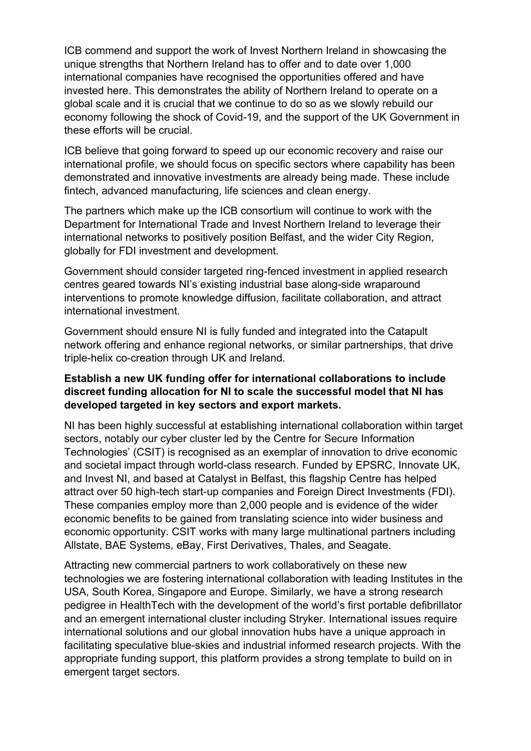ICB commend and support the work of Invest Northern Ireland in showcasing the unique strengths that Northern Ireland has to offer and to date over 1,000 international companies have recognised the opportunities offered and have invested here. This demonstrates the ability of Northern Ireland to operate on a global scale and it is crucial that we continue to do so as we slowly rebuild our economy following the shock of Covid-19, and the support of the UK Government in these efforts will be crucial.

ICB believe that going forward to speed up our economic recovery and raise our international profile, we should focus on specific sectors where capability has been demonstrated and innovative investments are already being made. These include fintech, advanced manufacturing, life sciences and clean energy.

The partners which make up the ICB consortium will continue to work with the Department for International Trade and Invest Northern Ireland to leverage their international networks to positively position Belfast, and the wider City Region, globally for FDI investment and development.

Government should consider targeted ring-fenced investment in applied research centres geared towards NI's existing industrial base along-side wraparound interventions to promote knowledge diffusion, facilitate collaboration, and attract international investment.

Government should ensure NI is fully funded and integrated into the Catapult network offering and enhance regional networks, or similar partnerships, that drive triple-helix co-creation through UK and Ireland.

**Establish a new UK funding offer for international collaborations to include discreet funding allocation for NI to scale the successful model that NI has developed targeted in key sectors and export markets.**

NI has been highly successful at establishing international collaboration within target sectors, notably our cyber cluster led by the Centre for Secure Information Technologies' (CSIT) is recognised as an exemplar of innovation to drive economic and societal impact through world-class research. Funded by EPSRC, Innovate UK, and Invest NI, and based at Catalyst in Belfast, this flagship Centre has helped attract over 50 high-tech start-up companies and Foreign Direct Investments (FDI). These companies employ more than 2,000 people and is evidence of the wider economic benefits to be gained from translating science into wider business and economic opportunity. CSIT works with many large multinational partners including Allstate, BAE Systems, eBay, First Derivatives, Thales, and Seagate.

Attracting new commercial partners to work collaboratively on these new technologies we are fostering international collaboration with leading Institutes in the USA, South Korea, Singapore and Europe. Similarly, we have a strong research pedigree in HealthTech with the development of the world's first portable defibrillator and an emergent international cluster including Stryker. International issues require international solutions and our global innovation hubs have a unique approach in facilitating speculative blue-skies and industrial informed research projects. With the appropriate funding support, this platform provides a strong template to build on in emergent target sectors.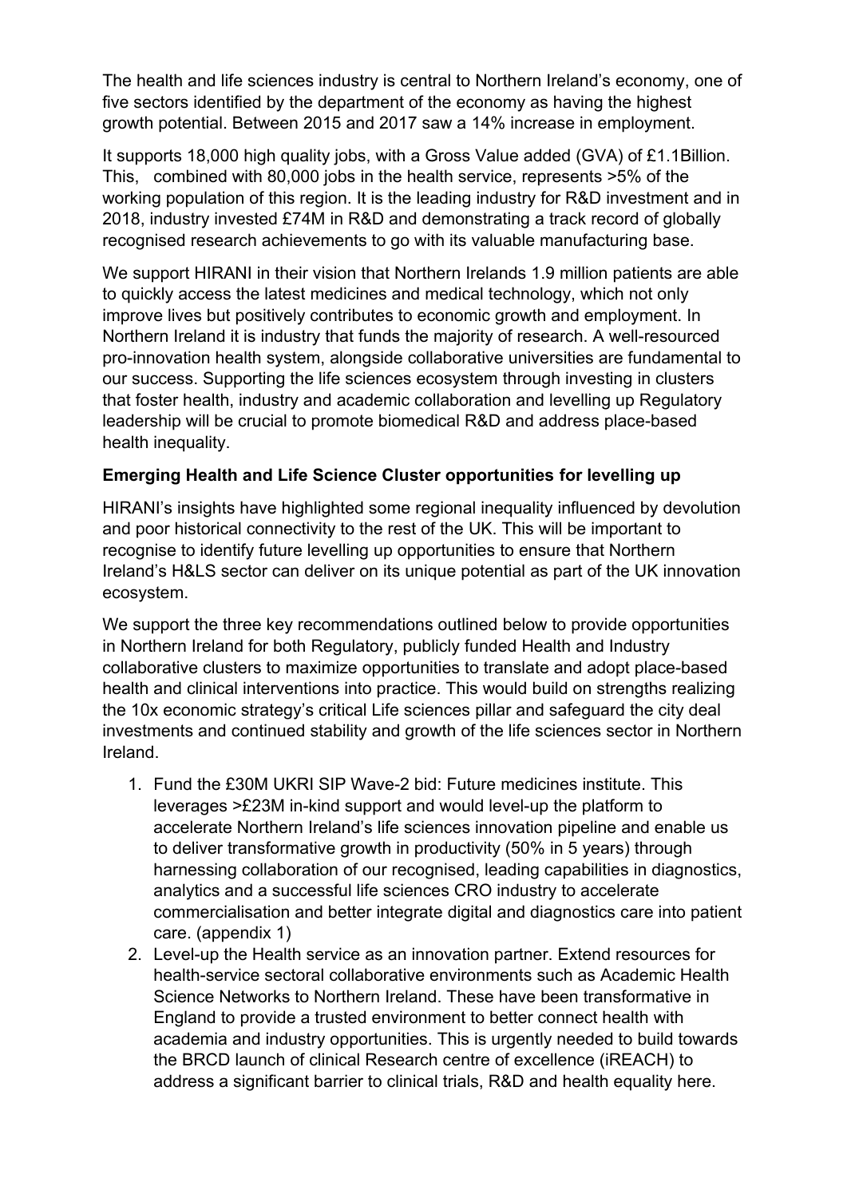The health and life sciences industry is central to Northern Ireland's economy, one of five sectors identified by the department of the economy as having the highest growth potential. Between 2015 and 2017 saw a 14% increase in employment.

It supports 18,000 high quality jobs, with a Gross Value added (GVA) of £1.1Billion. This, combined with 80,000 jobs in the health service, represents >5% of the working population of this region. It is the leading industry for R&D investment and in 2018, industry invested £74M in R&D and demonstrating a track record of globally recognised research achievements to go with its valuable manufacturing base.

We support HIRANI in their vision that Northern Irelands 1.9 million patients are able to quickly access the latest medicines and medical technology, which not only improve lives but positively contributes to economic growth and employment. In Northern Ireland it is industry that funds the majority of research. A well-resourced pro-innovation health system, alongside collaborative universities are fundamental to our success. Supporting the life sciences ecosystem through investing in clusters that foster health, industry and academic collaboration and levelling up Regulatory leadership will be crucial to promote biomedical R&D and address place-based health inequality.

**Emerging Health and Life Science Cluster opportunities for levelling up**

HIRANI's insights have highlighted some regional inequality influenced by devolution and poor historical connectivity to the rest of the UK. This will be important to recognise to identify future levelling up opportunities to ensure that Northern Ireland's H&LS sector can deliver on its unique potential as part of the UK innovation ecosystem.

We support the three key recommendations outlined below to provide opportunities in Northern Ireland for both Regulatory, publicly funded Health and Industry collaborative clusters to maximize opportunities to translate and adopt place-based health and clinical interventions into practice. This would build on strengths realizing the 10x economic strategy's critical Life sciences pillar and safeguard the city deal investments and continued stability and growth of the life sciences sector in Northern Ireland.

1. Fund the £30M UKRI SIP Wave-2 bid: Future medicines institute. This leverages >£23M in-kind support and would level-up the platform to accelerate Northern Ireland's life sciences innovation pipeline and enable us to deliver transformative growth in productivity (50% in 5 years) through harnessing collaboration of our recognised, leading capabilities in diagnostics, analytics and a successful life sciences CRO industry to accelerate commercialisation and better integrate digital and diagnostics care into patient care. (appendix 1)
2. Level-up the Health service as an innovation partner. Extend resources for health-service sectoral collaborative environments such as Academic Health Science Networks to Northern Ireland. These have been transformative in England to provide a trusted environment to better connect health with academia and industry opportunities. This is urgently needed to build towards the BRCD launch of clinical Research centre of excellence (iREACH) to address a significant barrier to clinical trials, R&D and health equality here.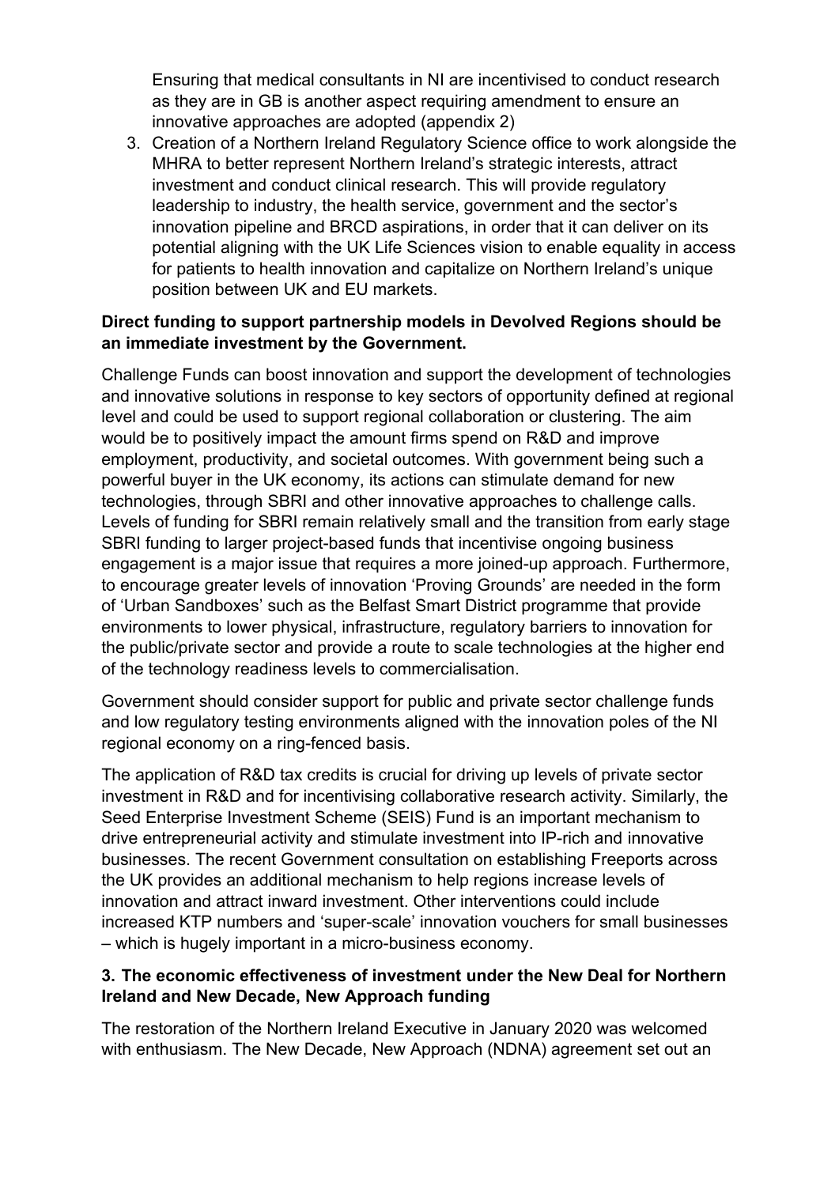Ensuring that medical consultants in NI are incentivised to conduct research as they are in GB is another aspect requiring amendment to ensure an innovative approaches are adopted (appendix 2)

3. Creation of a Northern Ireland Regulatory Science office to work alongside the MHRA to better represent Northern Ireland's strategic interests, attract investment and conduct clinical research. This will provide regulatory leadership to industry, the health service, government and the sector's innovation pipeline and BRCD aspirations, in order that it can deliver on its potential aligning with the UK Life Sciences vision to enable equality in access for patients to health innovation and capitalize on Northern Ireland's unique position between UK and EU markets.

**Direct funding to support partnership models in Devolved Regions should be an immediate investment by the Government.**

Challenge Funds can boost innovation and support the development of technologies and innovative solutions in response to key sectors of opportunity defined at regional level and could be used to support regional collaboration or clustering. The aim would be to positively impact the amount firms spend on R&D and improve employment, productivity, and societal outcomes. With government being such a powerful buyer in the UK economy, its actions can stimulate demand for new technologies, through SBRI and other innovative approaches to challenge calls. Levels of funding for SBRI remain relatively small and the transition from early stage SBRI funding to larger project-based funds that incentivise ongoing business engagement is a major issue that requires a more joined-up approach. Furthermore, to encourage greater levels of innovation 'Proving Grounds' are needed in the form of 'Urban Sandboxes' such as the Belfast Smart District programme that provide environments to lower physical, infrastructure, regulatory barriers to innovation for the public/private sector and provide a route to scale technologies at the higher end of the technology readiness levels to commercialisation.

Government should consider support for public and private sector challenge funds and low regulatory testing environments aligned with the innovation poles of the NI regional economy on a ring-fenced basis.

The application of R&D tax credits is crucial for driving up levels of private sector investment in R&D and for incentivising collaborative research activity. Similarly, the Seed Enterprise Investment Scheme (SEIS) Fund is an important mechanism to drive entrepreneurial activity and stimulate investment into IP-rich and innovative businesses. The recent Government consultation on establishing Freeports across the UK provides an additional mechanism to help regions increase levels of innovation and attract inward investment. Other interventions could include increased KTP numbers and 'super-scale' innovation vouchers for small businesses – which is hugely important in a micro-business economy.

**3. The economic effectiveness of investment under the New Deal for Northern Ireland and New Decade, New Approach funding**

The restoration of the Northern Ireland Executive in January 2020 was welcomed with enthusiasm. The New Decade, New Approach (NDNA) agreement set out an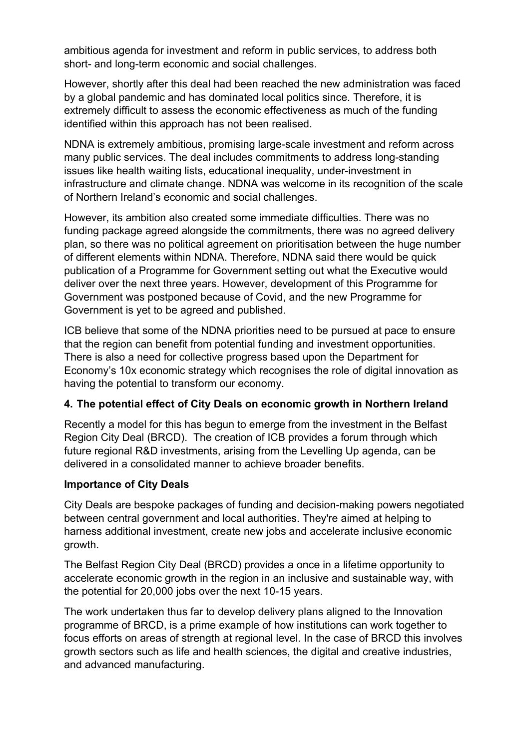ambitious agenda for investment and reform in public services, to address both short- and long-term economic and social challenges.

However, shortly after this deal had been reached the new administration was faced by a global pandemic and has dominated local politics since. Therefore, it is extremely difficult to assess the economic effectiveness as much of the funding identified within this approach has not been realised.

NDNA is extremely ambitious, promising large-scale investment and reform across many public services. The deal includes commitments to address long-standing issues like health waiting lists, educational inequality, under-investment in infrastructure and climate change. NDNA was welcome in its recognition of the scale of Northern Ireland's economic and social challenges.

However, its ambition also created some immediate difficulties. There was no funding package agreed alongside the commitments, there was no agreed delivery plan, so there was no political agreement on prioritisation between the huge number of different elements within NDNA. Therefore, NDNA said there would be quick publication of a Programme for Government setting out what the Executive would deliver over the next three years. However, development of this Programme for Government was postponed because of Covid, and the new Programme for Government is yet to be agreed and published.

ICB believe that some of the NDNA priorities need to be pursued at pace to ensure that the region can benefit from potential funding and investment opportunities. There is also a need for collective progress based upon the Department for Economy's 10x economic strategy which recognises the role of digital innovation as having the potential to transform our economy.

## 4. The potential effect of City Deals on economic growth in Northern Ireland

Recently a model for this has begun to emerge from the investment in the Belfast Region City Deal (BRCD). The creation of ICB provides a forum through which future regional R&D investments, arising from the Levelling Up agenda, can be delivered in a consolidated manner to achieve broader benefits.

### Importance of City Deals

City Deals are bespoke packages of funding and decision-making powers negotiated between central government and local authorities. They're aimed at helping to harness additional investment, create new jobs and accelerate inclusive economic growth.

The Belfast Region City Deal (BRCD) provides a once in a lifetime opportunity to accelerate economic growth in the region in an inclusive and sustainable way, with the potential for 20,000 jobs over the next 10-15 years.

The work undertaken thus far to develop delivery plans aligned to the Innovation programme of BRCD, is a prime example of how institutions can work together to focus efforts on areas of strength at regional level. In the case of BRCD this involves growth sectors such as life and health sciences, the digital and creative industries, and advanced manufacturing.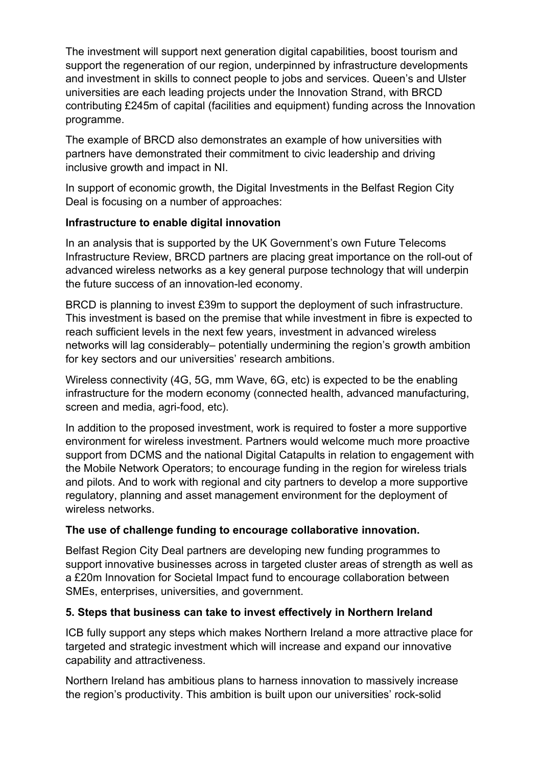The investment will support next generation digital capabilities, boost tourism and support the regeneration of our region, underpinned by infrastructure developments and investment in skills to connect people to jobs and services. Queen's and Ulster universities are each leading projects under the Innovation Strand, with BRCD contributing £245m of capital (facilities and equipment) funding across the Innovation programme.

The example of BRCD also demonstrates an example of how universities with partners have demonstrated their commitment to civic leadership and driving inclusive growth and impact in NI.

In support of economic growth, the Digital Investments in the Belfast Region City Deal is focusing on a number of approaches:

**Infrastructure to enable digital innovation**

In an analysis that is supported by the UK Government's own Future Telecoms Infrastructure Review, BRCD partners are placing great importance on the roll-out of advanced wireless networks as a key general purpose technology that will underpin the future success of an innovation-led economy.

BRCD is planning to invest £39m to support the deployment of such infrastructure. This investment is based on the premise that while investment in fibre is expected to reach sufficient levels in the next few years, investment in advanced wireless networks will lag considerably– potentially undermining the region's growth ambition for key sectors and our universities' research ambitions.

Wireless connectivity (4G, 5G, mm Wave, 6G, etc) is expected to be the enabling infrastructure for the modern economy (connected health, advanced manufacturing, screen and media, agri-food, etc).

In addition to the proposed investment, work is required to foster a more supportive environment for wireless investment. Partners would welcome much more proactive support from DCMS and the national Digital Catapults in relation to engagement with the Mobile Network Operators; to encourage funding in the region for wireless trials and pilots. And to work with regional and city partners to develop a more supportive regulatory, planning and asset management environment for the deployment of wireless networks.

**The use of challenge funding to encourage collaborative innovation.**

Belfast Region City Deal partners are developing new funding programmes to support innovative businesses across in targeted cluster areas of strength as well as a £20m Innovation for Societal Impact fund to encourage collaboration between SMEs, enterprises, universities, and government.

**5. Steps that business can take to invest effectively in Northern Ireland**

ICB fully support any steps which makes Northern Ireland a more attractive place for targeted and strategic investment which will increase and expand our innovative capability and attractiveness.

Northern Ireland has ambitious plans to harness innovation to massively increase the region's productivity. This ambition is built upon our universities' rock-solid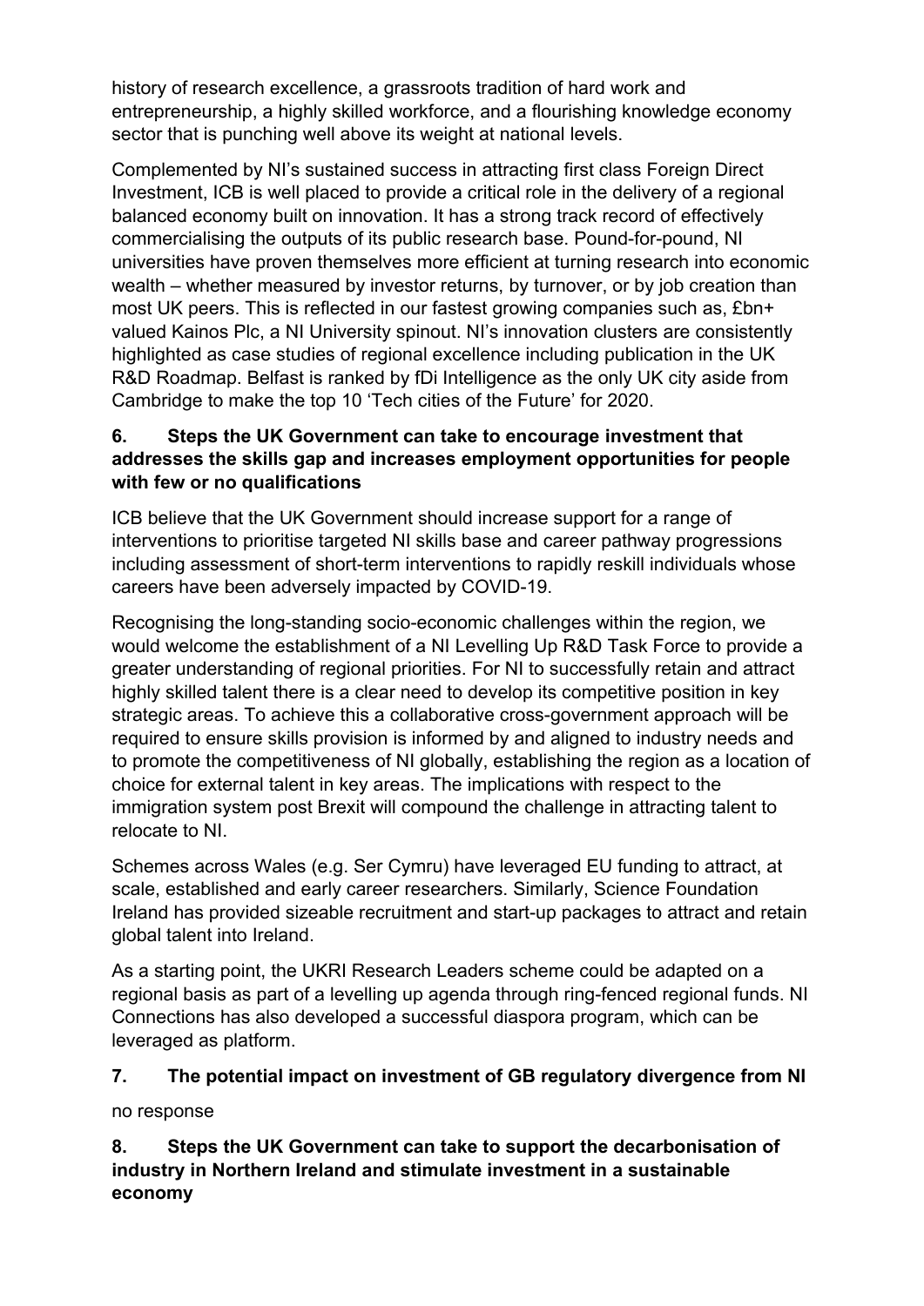history of research excellence, a grassroots tradition of hard work and entrepreneurship, a highly skilled workforce, and a flourishing knowledge economy sector that is punching well above its weight at national levels.

Complemented by NI's sustained success in attracting first class Foreign Direct Investment, ICB is well placed to provide a critical role in the delivery of a regional balanced economy built on innovation. It has a strong track record of effectively commercialising the outputs of its public research base. Pound-for-pound, NI universities have proven themselves more efficient at turning research into economic wealth – whether measured by investor returns, by turnover, or by job creation than most UK peers. This is reflected in our fastest growing companies such as, £bn+ valued Kainos Plc, a NI University spinout. NI's innovation clusters are consistently highlighted as case studies of regional excellence including publication in the UK R&D Roadmap. Belfast is ranked by fDi Intelligence as the only UK city aside from Cambridge to make the top 10 'Tech cities of the Future' for 2020.

### 6. Steps the UK Government can take to encourage investment that addresses the skills gap and increases employment opportunities for people with few or no qualifications

ICB believe that the UK Government should increase support for a range of interventions to prioritise targeted NI skills base and career pathway progressions including assessment of short-term interventions to rapidly reskill individuals whose careers have been adversely impacted by COVID-19.

Recognising the long-standing socio-economic challenges within the region, we would welcome the establishment of a NI Levelling Up R&D Task Force to provide a greater understanding of regional priorities. For NI to successfully retain and attract highly skilled talent there is a clear need to develop its competitive position in key strategic areas. To achieve this a collaborative cross-government approach will be required to ensure skills provision is informed by and aligned to industry needs and to promote the competitiveness of NI globally, establishing the region as a location of choice for external talent in key areas. The implications with respect to the immigration system post Brexit will compound the challenge in attracting talent to relocate to NI.

Schemes across Wales (e.g. Ser Cymru) have leveraged EU funding to attract, at scale, established and early career researchers. Similarly, Science Foundation Ireland has provided sizeable recruitment and start-up packages to attract and retain global talent into Ireland.

As a starting point, the UKRI Research Leaders scheme could be adapted on a regional basis as part of a levelling up agenda through ring-fenced regional funds. NI Connections has also developed a successful diaspora program, which can be leveraged as platform.

### 7. The potential impact on investment of GB regulatory divergence from NI

no response

### 8. Steps the UK Government can take to support the decarbonisation of industry in Northern Ireland and stimulate investment in a sustainable economy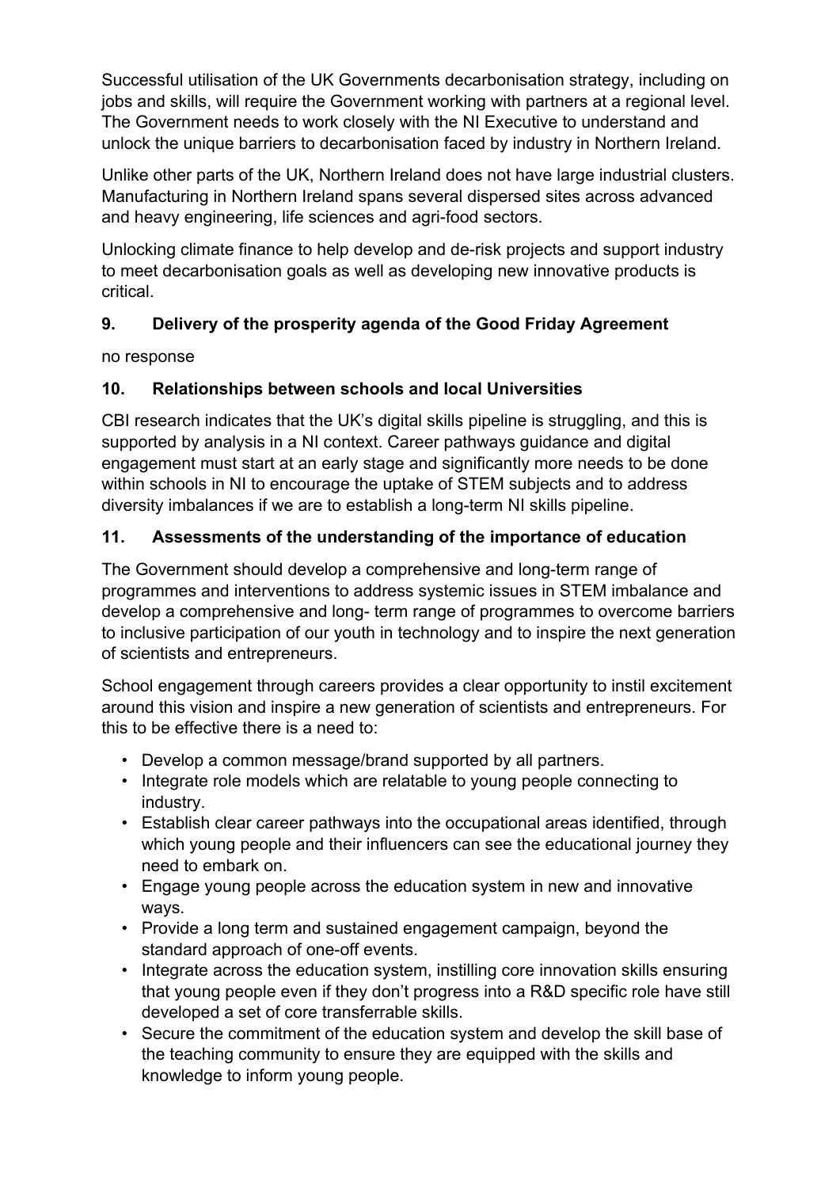Successful utilisation of the UK Governments decarbonisation strategy, including on jobs and skills, will require the Government working with partners at a regional level. The Government needs to work closely with the NI Executive to understand and unlock the unique barriers to decarbonisation faced by industry in Northern Ireland.

Unlike other parts of the UK, Northern Ireland does not have large industrial clusters. Manufacturing in Northern Ireland spans several dispersed sites across advanced and heavy engineering, life sciences and agri-food sectors.

Unlocking climate finance to help develop and de-risk projects and support industry to meet decarbonisation goals as well as developing new innovative products is critical.

### 9. Delivery of the prosperity agenda of the Good Friday Agreement

no response

### 10. Relationships between schools and local Universities

CBI research indicates that the UK's digital skills pipeline is struggling, and this is supported by analysis in a NI context. Career pathways guidance and digital engagement must start at an early stage and significantly more needs to be done within schools in NI to encourage the uptake of STEM subjects and to address diversity imbalances if we are to establish a long-term NI skills pipeline.

### 11. Assessments of the understanding of the importance of education

The Government should develop a comprehensive and long-term range of programmes and interventions to address systemic issues in STEM imbalance and develop a comprehensive and long- term range of programmes to overcome barriers to inclusive participation of our youth in technology and to inspire the next generation of scientists and entrepreneurs.

School engagement through careers provides a clear opportunity to instil excitement around this vision and inspire a new generation of scientists and entrepreneurs. For this to be effective there is a need to:

- Develop a common message/brand supported by all partners.
- Integrate role models which are relatable to young people connecting to industry.
- Establish clear career pathways into the occupational areas identified, through which young people and their influencers can see the educational journey they need to embark on.
- Engage young people across the education system in new and innovative ways.
- Provide a long term and sustained engagement campaign, beyond the standard approach of one-off events.
- Integrate across the education system, instilling core innovation skills ensuring that young people even if they don't progress into a R&D specific role have still developed a set of core transferrable skills.
- Secure the commitment of the education system and develop the skill base of the teaching community to ensure they are equipped with the skills and knowledge to inform young people.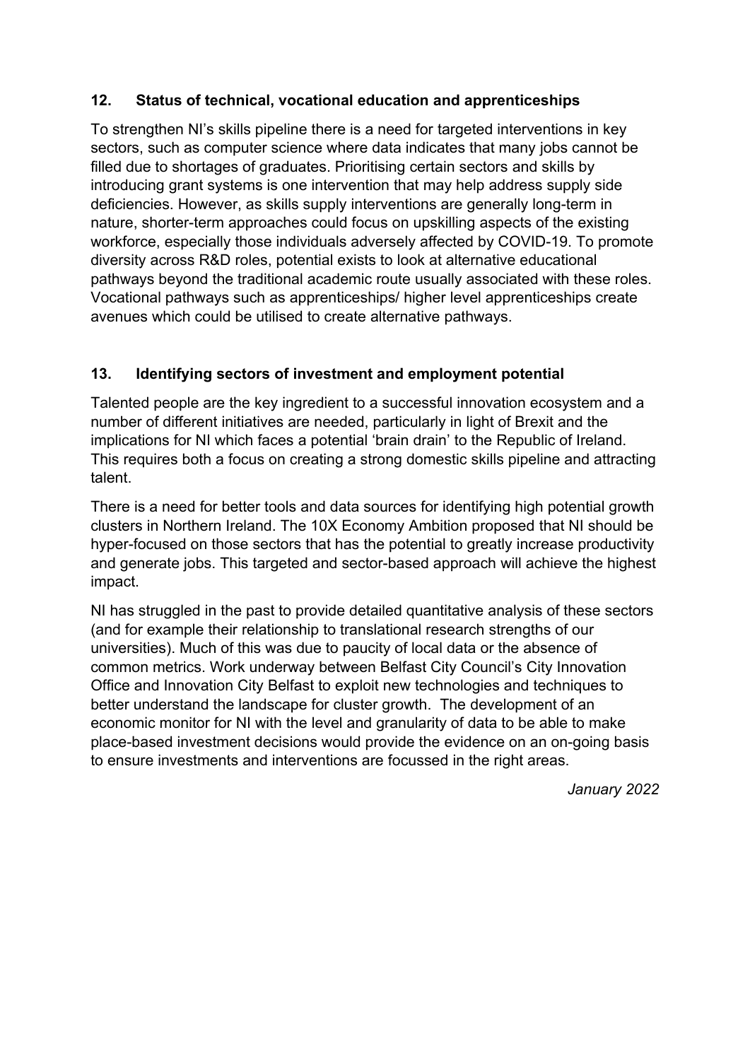## 12. Status of technical, vocational education and apprenticeships

To strengthen NI's skills pipeline there is a need for targeted interventions in key sectors, such as computer science where data indicates that many jobs cannot be filled due to shortages of graduates. Prioritising certain sectors and skills by introducing grant systems is one intervention that may help address supply side deficiencies. However, as skills supply interventions are generally long-term in nature, shorter-term approaches could focus on upskilling aspects of the existing workforce, especially those individuals adversely affected by COVID-19. To promote diversity across R&D roles, potential exists to look at alternative educational pathways beyond the traditional academic route usually associated with these roles. Vocational pathways such as apprenticeships/ higher level apprenticeships create avenues which could be utilised to create alternative pathways.

## 13. Identifying sectors of investment and employment potential

Talented people are the key ingredient to a successful innovation ecosystem and a number of different initiatives are needed, particularly in light of Brexit and the implications for NI which faces a potential 'brain drain' to the Republic of Ireland. This requires both a focus on creating a strong domestic skills pipeline and attracting talent.

There is a need for better tools and data sources for identifying high potential growth clusters in Northern Ireland. The 10X Economy Ambition proposed that NI should be hyper-focused on those sectors that has the potential to greatly increase productivity and generate jobs. This targeted and sector-based approach will achieve the highest impact.

NI has struggled in the past to provide detailed quantitative analysis of these sectors (and for example their relationship to translational research strengths of our universities). Much of this was due to paucity of local data or the absence of common metrics. Work underway between Belfast City Council's City Innovation Office and Innovation City Belfast to exploit new technologies and techniques to better understand the landscape for cluster growth. The development of an economic monitor for NI with the level and granularity of data to be able to make place-based investment decisions would provide the evidence on an on-going basis to ensure investments and interventions are focussed in the right areas.

*January 2022*